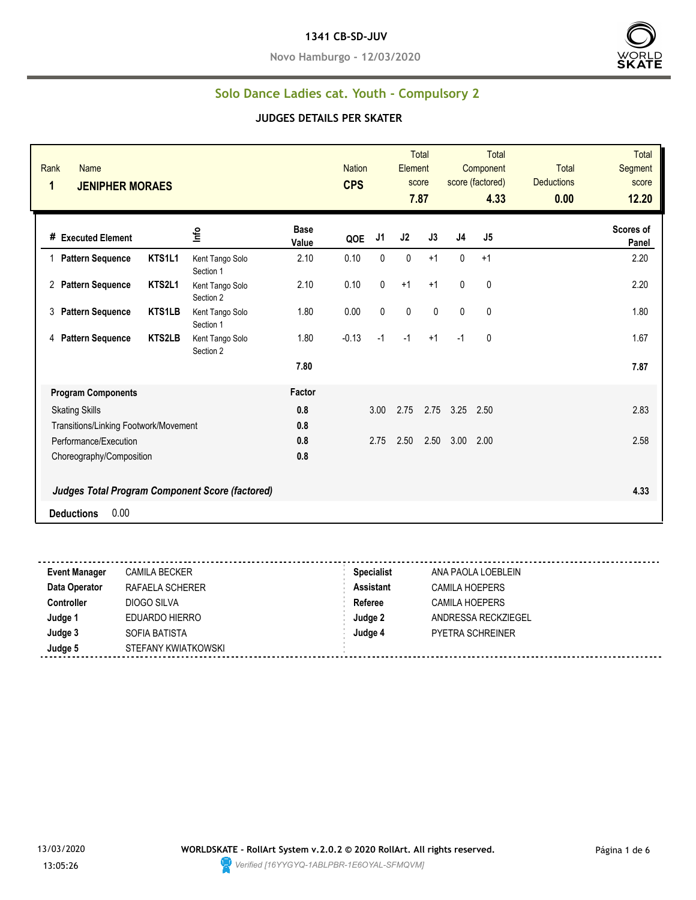**1341 CB-SD-JUV**

**Novo Hamburgo - 12/03/2020**

## Solo Dance Ladies cat. Youth - Compulsory 2

### JUDGES DETAILS PER SKATER

| Rank | Name | Nation | Total Element score | Total Component score (factored) | Total Deductions | Total Segment score |
|---|---|---|---|---|---|---|
| 1 | JENIPHER MORAES | CPS | 7.87 | 4.33 | 0.00 | 12.20 |

| # | Executed Element | | Info | Base Value | QOE | J1 | J2 | J3 | J4 | J5 | Scores of Panel |
|---|---|---|---|---|---|---|---|---|---|---|---|
| 1 | Pattern Sequence | KTS1L1 | Kent Tango Solo Section 1 | 2.10 | 0.10 | 0 | 0 | +1 | 0 | +1 | 2.20 |
| 2 | Pattern Sequence | KTS2L1 | Kent Tango Solo Section 2 | 2.10 | 0.10 | 0 | +1 | +1 | 0 | 0 | 2.20 |
| 3 | Pattern Sequence | KTS1LB | Kent Tango Solo Section 1 | 1.80 | 0.00 | 0 | 0 | 0 | 0 | 0 | 1.80 |
| 4 | Pattern Sequence | KTS2LB | Kent Tango Solo Section 2 | 1.80 | -0.13 | -1 | -1 | +1 | -1 | 0 | 1.67 |
| | | | | 7.80 | | | | | | | 7.87 |

| Program Components | Factor | J1 | J2 | J3 | J4 | J5 | |
|---|---|---|---|---|---|---|---|
| Skating Skills | 0.8 | 3.00 | 2.75 | 2.75 | 3.25 | 2.50 | 2.83 |
| Transitions/Linking Footwork/Movement | 0.8 | | | | | | |
| Performance/Execution | 0.8 | 2.75 | 2.50 | 2.50 | 3.00 | 2.00 | 2.58 |
| Choreography/Composition | 0.8 | | | | | | |
| ***Judges Total Program Component Score (factored)*** | | | | | | | 4.33 |

**Deductions** 0.00

| | | | |
|---|---|---|---|
| **Event Manager** | CAMILA BECKER | **Specialist** | ANA PAOLA LOEBLEIN |
| **Data Operator** | RAFAELA SCHERER | **Assistant** | CAMILA HOEPERS |
| **Controller** | DIOGO SILVA | **Referee** | CAMILA HOEPERS |
| **Judge 1** | EDUARDO HIERRO | **Judge 2** | ANDRESSA RECKZIEGEL |
| **Judge 3** | SOFIA BATISTA | **Judge 4** | PYETRA SCHREINER |
| **Judge 5** | STEFANY KWIATKOWSKI | | |

13/03/2020 13:05:26

**WORLDSKATE - RollArt System v.2.0.2 © 2020 RollArt. All rights reserved.**

*Verified [16YYGYQ-1ABLPBR-1E6OYAL-SFMQVM]*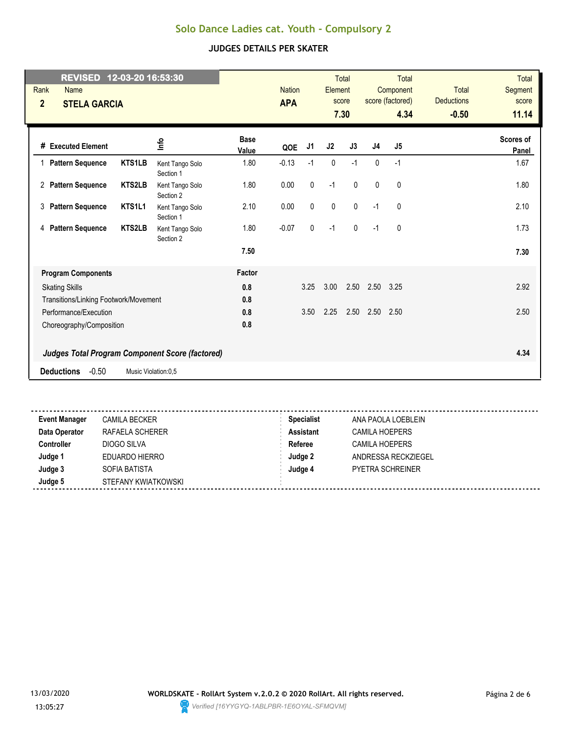# Solo Dance Ladies cat. Youth - Compulsory 2

## JUDGES DETAILS PER SKATER

**REVISED 12-03-20 16:53:30**

| Rank | Name | Nation | Total Element score | Total Component score (factored) | Total Deductions | Total Segment score |
|---|---|---|---|---|---|---|
| 2 | STELA GARCIA | APA | 7.30 | 4.34 | -0.50 | 11.14 |

| # | Executed Element | | Info | Base Value | QOE | J1 | J2 | J3 | J4 | J5 | Scores of Panel |
|---|---|---|---|---|---|---|---|---|---|---|---|
| 1 | Pattern Sequence | KTS1LB | Kent Tango Solo Section 1 | 1.80 | -0.13 | -1 | 0 | -1 | 0 | -1 | 1.67 |
| 2 | Pattern Sequence | KTS2LB | Kent Tango Solo Section 2 | 1.80 | 0.00 | 0 | -1 | 0 | 0 | 0 | 1.80 |
| 3 | Pattern Sequence | KTS1L1 | Kent Tango Solo Section 1 | 2.10 | 0.00 | 0 | 0 | 0 | -1 | 0 | 2.10 |
| 4 | Pattern Sequence | KTS2LB | Kent Tango Solo Section 2 | 1.80 | -0.07 | 0 | -1 | 0 | -1 | 0 | 1.73 |
| | | | | 7.50 | | | | | | | 7.30 |

| Program Components | Factor | J1 | J2 | J3 | J4 | J5 | |
|---|---|---|---|---|---|---|---|
| Skating Skills | 0.8 | 3.25 | 3.00 | 2.50 | 2.50 | 3.25 | 2.92 |
| Transitions/Linking Footwork/Movement | 0.8 | | | | | | |
| Performance/Execution | 0.8 | 3.50 | 2.25 | 2.50 | 2.50 | 2.50 | 2.50 |
| Choreography/Composition | 0.8 | | | | | | |
| ***Judges Total Program Component Score (factored)*** | | | | | | | **4.34** |

**Deductions** -0.50 Music Violation:0,5

| | | | |
|---|---|---|---|
| **Event Manager** | CAMILA BECKER | **Specialist** | ANA PAOLA LOEBLEIN |
| **Data Operator** | RAFAELA SCHERER | **Assistant** | CAMILA HOEPERS |
| **Controller** | DIOGO SILVA | **Referee** | CAMILA HOEPERS |
| **Judge 1** | EDUARDO HIERRO | **Judge 2** | ANDRESSA RECKZIEGEL |
| **Judge 3** | SOFIA BATISTA | **Judge 4** | PYETRA SCHREINER |
| **Judge 5** | STEFANY KWIATKOWSKI | | |

13/03/2020 13:05:27

WORLDSKATE - RollArt System v.2.0.2 © 2020 RollArt. All rights reserved.

*Verified [16YYGYQ-1ABLPBR-1E6OYAL-SFMQVM]*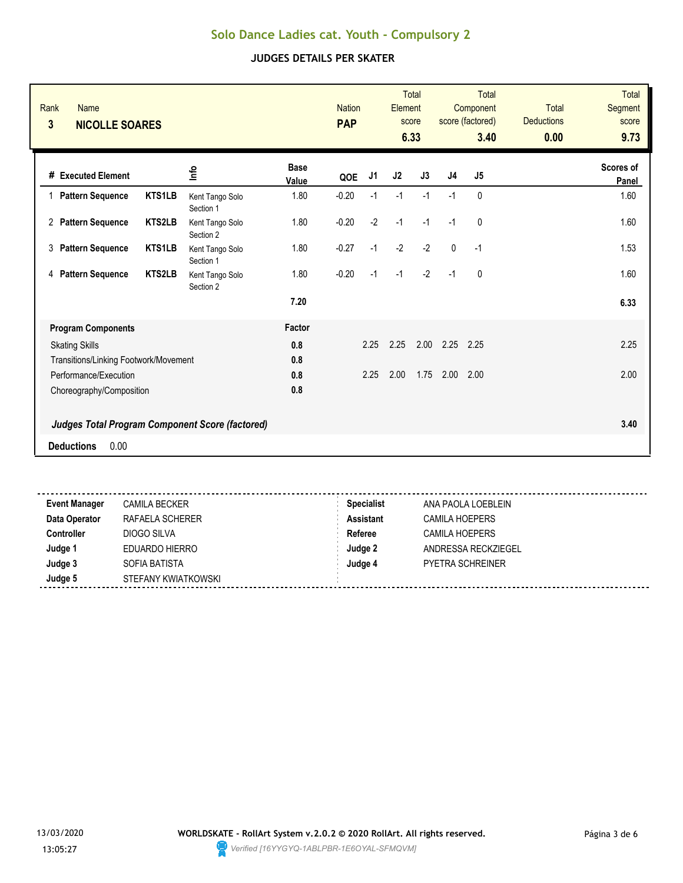# Solo Dance Ladies cat. Youth - Compulsory 2

## JUDGES DETAILS PER SKATER

| Rank | Name | Nation | Total Element score | Total Component score (factored) | Total Deductions | Total Segment score |
|---|---|---|---|---|---|---|
| 3 | NICOLLE SOARES | PAP | 6.33 | 3.40 | 0.00 | 9.73 |

| # | Executed Element | | Info | Base Value | QOE | J1 | J2 | J3 | J4 | J5 | Scores of Panel |
|---|---|---|---|---|---|---|---|---|---|---|---|
| 1 | Pattern Sequence | KTS1LB | Kent Tango Solo Section 1 | 1.80 | -0.20 | -1 | -1 | -1 | -1 | 0 | 1.60 |
| 2 | Pattern Sequence | KTS2LB | Kent Tango Solo Section 2 | 1.80 | -0.20 | -2 | -1 | -1 | -1 | 0 | 1.60 |
| 3 | Pattern Sequence | KTS1LB | Kent Tango Solo Section 1 | 1.80 | -0.27 | -1 | -2 | -2 | 0 | -1 | 1.53 |
| 4 | Pattern Sequence | KTS2LB | Kent Tango Solo Section 2 | 1.80 | -0.20 | -1 | -1 | -2 | -1 | 0 | 1.60 |
| | | | | 7.20 | | | | | | | 6.33 |

| Program Components | Factor | J1 | J2 | J3 | J4 | J5 | |
|---|---|---|---|---|---|---|---|
| Skating Skills | 0.8 | 2.25 | 2.25 | 2.00 | 2.25 | 2.25 | 2.25 |
| Transitions/Linking Footwork/Movement | 0.8 | | | | | | |
| Performance/Execution | 0.8 | 2.25 | 2.00 | 1.75 | 2.00 | 2.00 | 2.00 |
| Choreography/Composition | 0.8 | | | | | | |
| ***Judges Total Program Component Score (factored)*** | | | | | | | **3.40** |

**Deductions** 0.00

| | | | |
|---|---|---|---|
| **Event Manager** | CAMILA BECKER | **Specialist** | ANA PAOLA LOEBLEIN |
| **Data Operator** | RAFAELA SCHERER | **Assistant** | CAMILA HOEPERS |
| **Controller** | DIOGO SILVA | **Referee** | CAMILA HOEPERS |
| **Judge 1** | EDUARDO HIERRO | **Judge 2** | ANDRESSA RECKZIEGEL |
| **Judge 3** | SOFIA BATISTA | **Judge 4** | PYETRA SCHREINER |
| **Judge 5** | STEFANY KWIATKOWSKI | | |

13/03/2020 13:05:27

**WORLDSKATE - RollArt System v.2.0.2 © 2020 RollArt. All rights reserved.**

*Verified [16YYGYQ-1ABLPBR-1E6OYAL-SFMQVM]*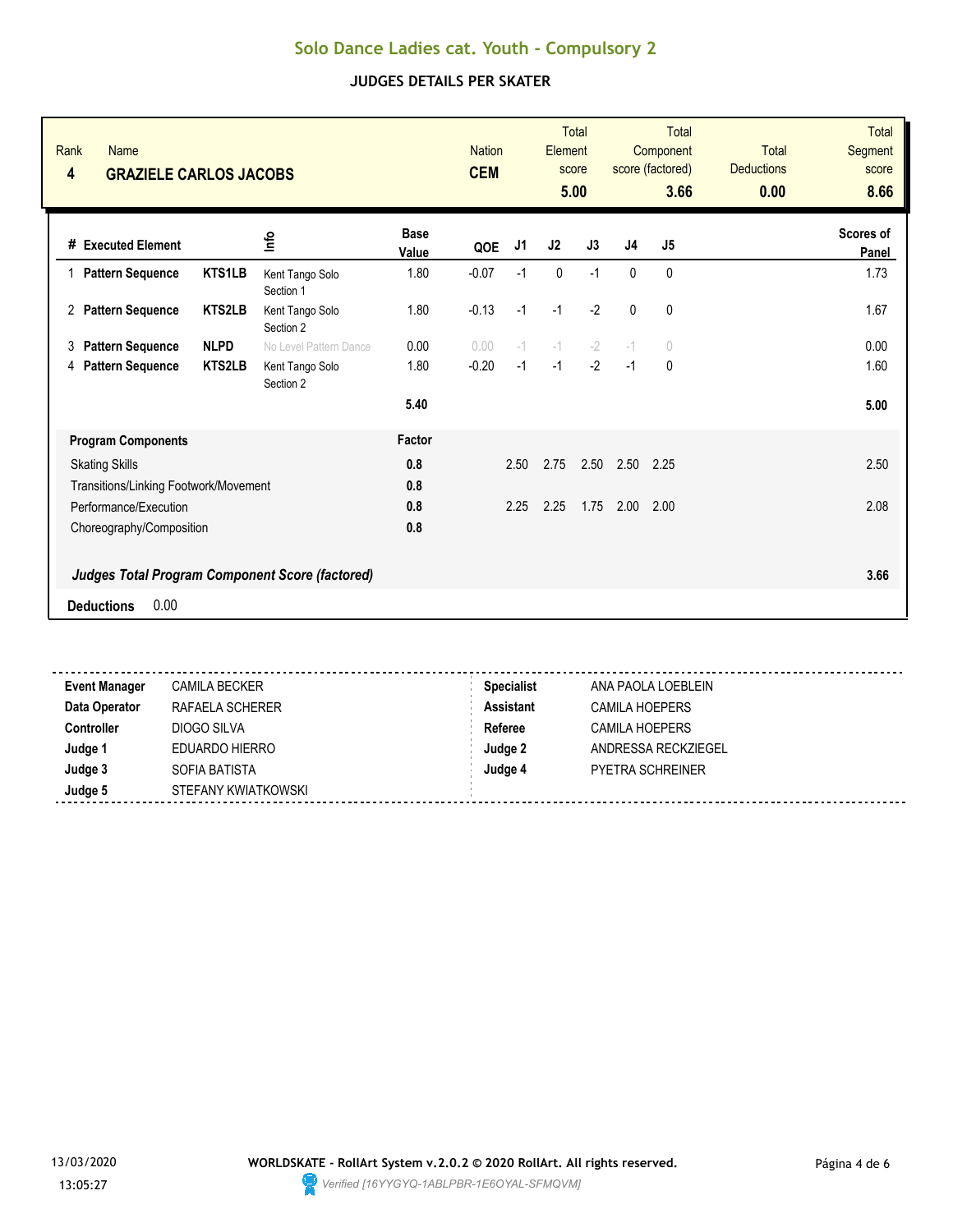# Solo Dance Ladies cat. Youth - Compulsory 2

## JUDGES DETAILS PER SKATER

| Rank | Name | Nation | Total Element score | Total Component score (factored) | Total Deductions | Total Segment score |
|---|---|---|---|---|---|---|
| 4 | GRAZIELE CARLOS JACOBS | CEM | 5.00 | 3.66 | 0.00 | 8.66 |

| # | Executed Element | | Info | Base Value | QOE | J1 | J2 | J3 | J4 | J5 | Scores of Panel |
|---|---|---|---|---|---|---|---|---|---|---|---|
| 1 | Pattern Sequence | KTS1LB | Kent Tango Solo Section 1 | 1.80 | -0.07 | -1 | 0 | -1 | 0 | 0 | 1.73 |
| 2 | Pattern Sequence | KTS2LB | Kent Tango Solo Section 2 | 1.80 | -0.13 | -1 | -1 | -2 | 0 | 0 | 1.67 |
| 3 | Pattern Sequence | NLPD | No Level Pattern Dance | 0.00 | 0.00 | -1 | -1 | -2 | -1 | 0 | 0.00 |
| 4 | Pattern Sequence | KTS2LB | Kent Tango Solo Section 2 | 1.80 | -0.20 | -1 | -1 | -2 | -1 | 0 | 1.60 |
| | | | | 5.40 | | | | | | | 5.00 |

| Program Components | Factor | J1 | J2 | J3 | J4 | J5 | |
|---|---|---|---|---|---|---|---|
| Skating Skills | 0.8 | 2.50 | 2.75 | 2.50 | 2.50 | 2.25 | 2.50 |
| Transitions/Linking Footwork/Movement | 0.8 | | | | | | |
| Performance/Execution | 0.8 | 2.25 | 2.25 | 1.75 | 2.00 | 2.00 | 2.08 |
| Choreography/Composition | 0.8 | | | | | | |

***Judges Total Program Component Score (factored)*** **3.66**

**Deductions** 0.00

| | | | |
|---|---|---|---|
| **Event Manager** | CAMILA BECKER | **Specialist** | ANA PAOLA LOEBLEIN |
| **Data Operator** | RAFAELA SCHERER | **Assistant** | CAMILA HOEPERS |
| **Controller** | DIOGO SILVA | **Referee** | CAMILA HOEPERS |
| **Judge 1** | EDUARDO HIERRO | **Judge 2** | ANDRESSA RECKZIEGEL |
| **Judge 3** | SOFIA BATISTA | **Judge 4** | PYETRA SCHREINER |
| **Judge 5** | STEFANY KWIATKOWSKI | | |

13/03/2020 13:05:27

**WORLDSKATE - RollArt System v.2.0.2 © 2020 RollArt. All rights reserved.**

*Verified [16YYGYQ-1ABLPBR-1E6OYAL-SFMQVM]*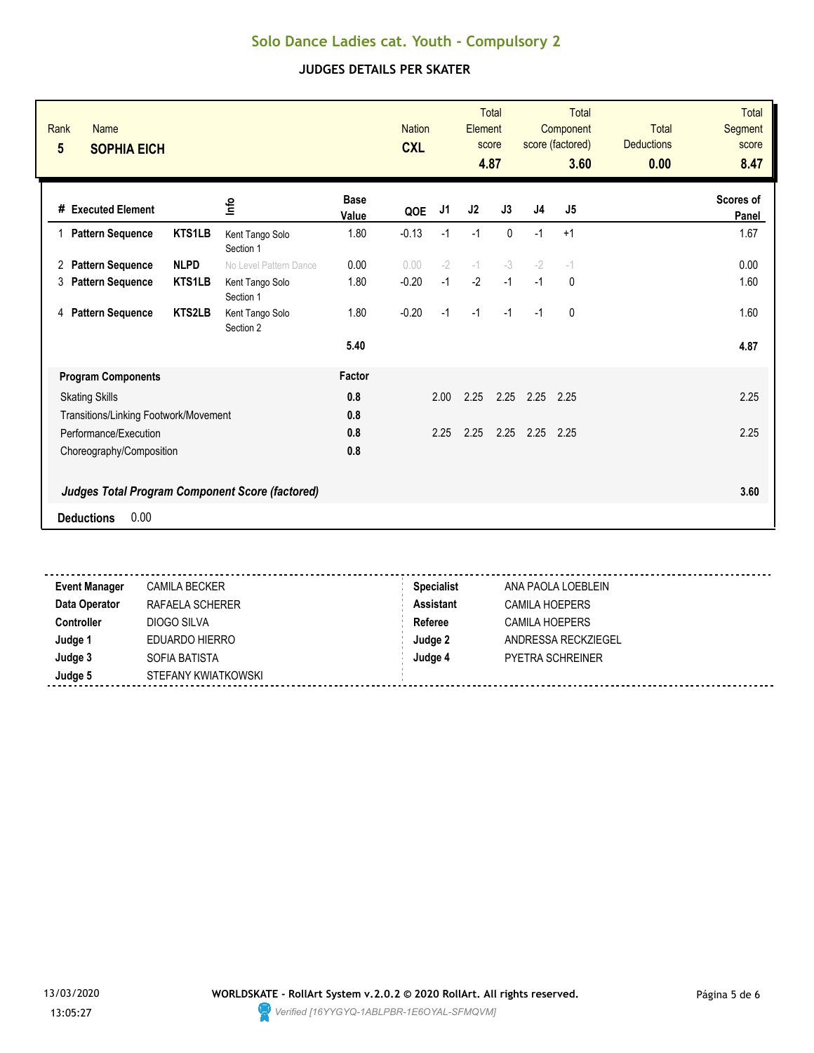# Solo Dance Ladies cat. Youth - Compulsory 2

## JUDGES DETAILS PER SKATER

| Rank | Name | Nation | Total Element score | Total Component score (factored) | Total Deductions | Total Segment score |
|---|---|---|---|---|---|---|
| 5 | **SOPHIA EICH** | **CXL** | **4.87** | **3.60** | **0.00** | **8.47** |

| # | Executed Element | | Info | Base Value | QOE | J1 | J2 | J3 | J4 | J5 | Scores of Panel |
|---|---|---|---|---|---|---|---|---|---|---|---|
| 1 | Pattern Sequence | KTS1LB | Kent Tango Solo Section 1 | 1.80 | -0.13 | -1 | -1 | 0 | -1 | +1 | 1.67 |
| 2 | Pattern Sequence | NLPD | No Level Pattern Dance | 0.00 | 0.00 | -2 | -1 | -3 | -2 | -1 | 0.00 |
| 3 | Pattern Sequence | KTS1LB | Kent Tango Solo Section 1 | 1.80 | -0.20 | -1 | -2 | -1 | -1 | 0 | 1.60 |
| 4 | Pattern Sequence | KTS2LB | Kent Tango Solo Section 2 | 1.80 | -0.20 | -1 | -1 | -1 | -1 | 0 | 1.60 |
| | | | | **5.40** | | | | | | | **4.87** |

| Program Components | Factor | J1 | J2 | J3 | J4 | J5 | |
|---|---|---|---|---|---|---|---|
| Skating Skills | 0.8 | 2.00 | 2.25 | 2.25 | 2.25 | 2.25 | 2.25 |
| Transitions/Linking Footwork/Movement | 0.8 | | | | | | |
| Performance/Execution | 0.8 | 2.25 | 2.25 | 2.25 | 2.25 | 2.25 | 2.25 |
| Choreography/Composition | 0.8 | | | | | | |
| ***Judges Total Program Component Score (factored)*** | | | | | | | **3.60** |

**Deductions** 0.00

| | | | |
|---|---|---|---|
| **Event Manager** | CAMILA BECKER | **Specialist** | ANA PAOLA LOEBLEIN |
| **Data Operator** | RAFAELA SCHERER | **Assistant** | CAMILA HOEPERS |
| **Controller** | DIOGO SILVA | **Referee** | CAMILA HOEPERS |
| **Judge 1** | EDUARDO HIERRO | **Judge 2** | ANDRESSA RECKZIEGEL |
| **Judge 3** | SOFIA BATISTA | **Judge 4** | PYETRA SCHREINER |
| **Judge 5** | STEFANY KWIATKOWSKI | | |

13/03/2020 13:05:27

**WORLDSKATE - RollArt System v.2.0.2 © 2020 RollArt. All rights reserved.**

*Verified [16YYGYQ-1ABLPBR-1E6OYAL-SFMQVM]*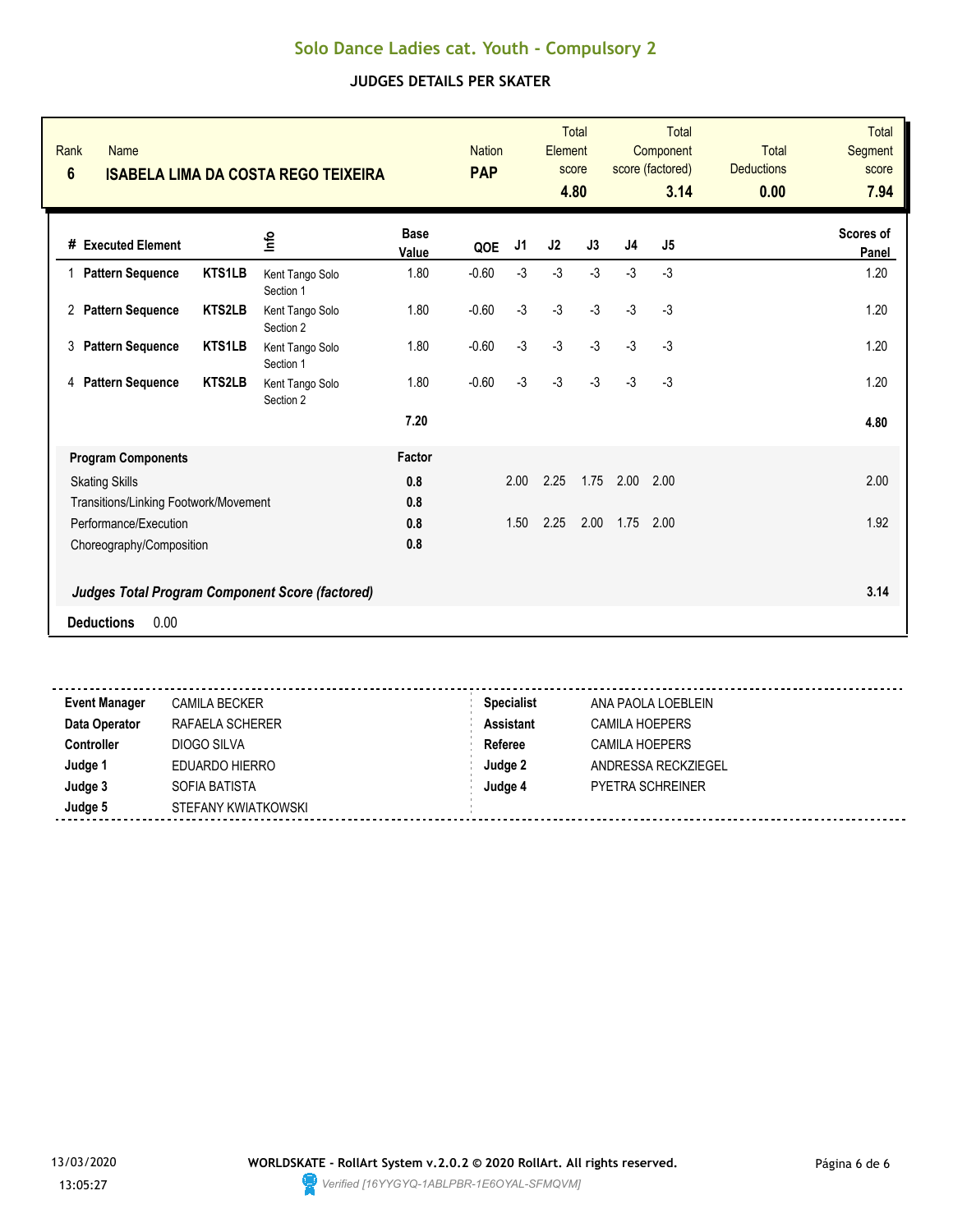# Solo Dance Ladies cat. Youth - Compulsory 2

## JUDGES DETAILS PER SKATER

| Rank | Name | Nation | Total Element score | Total Component score (factored) | Total Deductions | Total Segment score |
|---|---|---|---|---|---|---|
| 6 | ISABELA LIMA DA COSTA REGO TEIXEIRA | PAP | 4.80 | 3.14 | 0.00 | 7.94 |

| # | Executed Element | | Info | Base Value | QOE | J1 | J2 | J3 | J4 | J5 | Scores of Panel |
|---|---|---|---|---|---|---|---|---|---|---|---|
| 1 | Pattern Sequence | KTS1LB | Kent Tango Solo Section 1 | 1.80 | -0.60 | -3 | -3 | -3 | -3 | -3 | 1.20 |
| 2 | Pattern Sequence | KTS2LB | Kent Tango Solo Section 2 | 1.80 | -0.60 | -3 | -3 | -3 | -3 | -3 | 1.20 |
| 3 | Pattern Sequence | KTS1LB | Kent Tango Solo Section 1 | 1.80 | -0.60 | -3 | -3 | -3 | -3 | -3 | 1.20 |
| 4 | Pattern Sequence | KTS2LB | Kent Tango Solo Section 2 | 1.80 | -0.60 | -3 | -3 | -3 | -3 | -3 | 1.20 |
| | | | | 7.20 | | | | | | | 4.80 |

| Program Components | Factor | J1 | J2 | J3 | J4 | J5 | Scores of Panel |
|---|---|---|---|---|---|---|---|
| Skating Skills | 0.8 | 2.00 | 2.25 | 1.75 | 2.00 | 2.00 | 2.00 |
| Transitions/Linking Footwork/Movement | 0.8 | | | | | | |
| Performance/Execution | 0.8 | 1.50 | 2.25 | 2.00 | 1.75 | 2.00 | 1.92 |
| Choreography/Composition | 0.8 | | | | | | |
| ***Judges Total Program Component Score (factored)*** | | | | | | | 3.14 |

**Deductions** 0.00

| | | | |
|---|---|---|---|
| **Event Manager** | CAMILA BECKER | **Specialist** | ANA PAOLA LOEBLEIN |
| **Data Operator** | RAFAELA SCHERER | **Assistant** | CAMILA HOEPERS |
| **Controller** | DIOGO SILVA | **Referee** | CAMILA HOEPERS |
| **Judge 1** | EDUARDO HIERRO | **Judge 2** | ANDRESSA RECKZIEGEL |
| **Judge 3** | SOFIA BATISTA | **Judge 4** | PYETRA SCHREINER |
| **Judge 5** | STEFANY KWIATKOWSKI | | |

13/03/2020 13:05:27

**WORLDSKATE - RollArt System v.2.0.2 © 2020 RollArt. All rights reserved.**

*Verified [16YYGYQ-1ABLPBR-1E6OYAL-SFMQVM]*